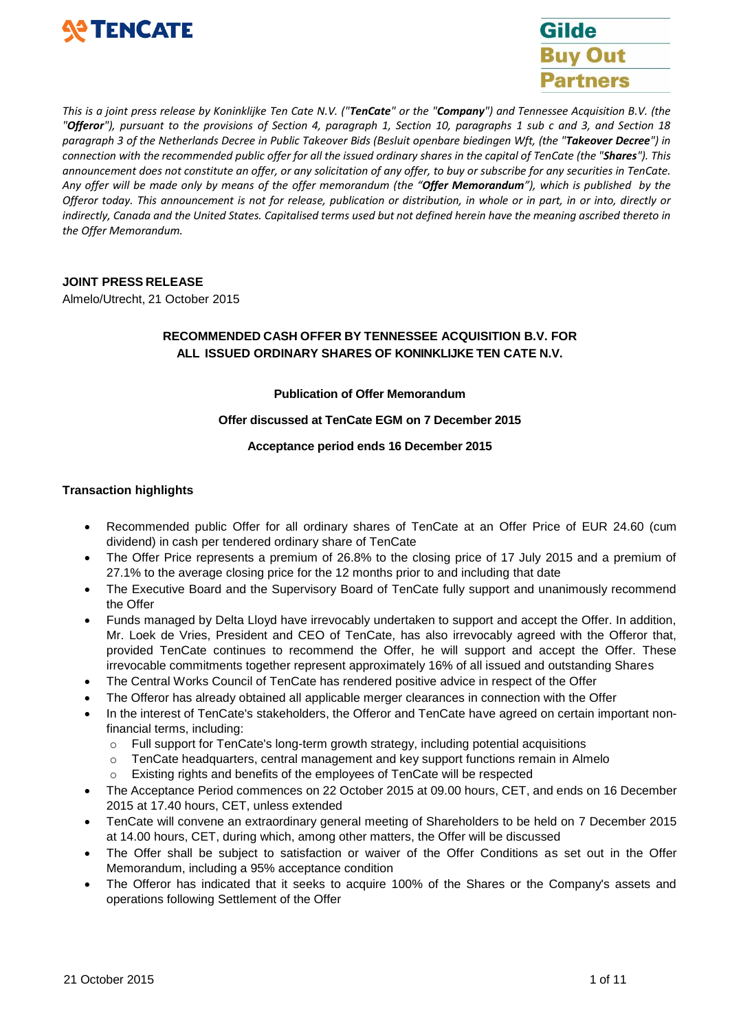TENCATE

Gilde
Buy Out
Partners

*This is a joint press release by Koninklijke Ten Cate N.V. ("**TenCate**" or the "**Company**") and Tennessee Acquisition B.V. (the "**Offeror**"), pursuant to the provisions of Section 4, paragraph 1, Section 10, paragraphs 1 sub c and 3, and Section 18 paragraph 3 of the Netherlands Decree in Public Takeover Bids (Besluit openbare biedingen Wft, (the "**Takeover Decree**") in connection with the recommended public offer for all the issued ordinary shares in the capital of TenCate (the "**Shares**"). This announcement does not constitute an offer, or any solicitation of any offer, to buy or subscribe for any securities in TenCate. Any offer will be made only by means of the offer memorandum (the "**Offer Memorandum**"), which is published by the Offeror today. This announcement is not for release, publication or distribution, in whole or in part, in or into, directly or indirectly, Canada and the United States. Capitalised terms used but not defined herein have the meaning ascribed thereto in the Offer Memorandum.*

**JOINT PRESS RELEASE**

Almelo/Utrecht, 21 October 2015

**RECOMMENDED CASH OFFER BY TENNESSEE ACQUISITION B.V. FOR ALL ISSUED ORDINARY SHARES OF KONINKLIJKE TEN CATE N.V.**

**Publication of Offer Memorandum**

**Offer discussed at TenCate EGM on 7 December 2015**

**Acceptance period ends 16 December 2015**

**Transaction highlights**

- Recommended public Offer for all ordinary shares of TenCate at an Offer Price of EUR 24.60 (cum dividend) in cash per tendered ordinary share of TenCate
- The Offer Price represents a premium of 26.8% to the closing price of 17 July 2015 and a premium of 27.1% to the average closing price for the 12 months prior to and including that date
- The Executive Board and the Supervisory Board of TenCate fully support and unanimously recommend the Offer
- Funds managed by Delta Lloyd have irrevocably undertaken to support and accept the Offer. In addition, Mr. Loek de Vries, President and CEO of TenCate, has also irrevocably agreed with the Offeror that, provided TenCate continues to recommend the Offer, he will support and accept the Offer. These irrevocable commitments together represent approximately 16% of all issued and outstanding Shares
- The Central Works Council of TenCate has rendered positive advice in respect of the Offer
- The Offeror has already obtained all applicable merger clearances in connection with the Offer
- In the interest of TenCate's stakeholders, the Offeror and TenCate have agreed on certain important non-financial terms, including:
  - Full support for TenCate's long-term growth strategy, including potential acquisitions
  - TenCate headquarters, central management and key support functions remain in Almelo
  - Existing rights and benefits of the employees of TenCate will be respected
- The Acceptance Period commences on 22 October 2015 at 09.00 hours, CET, and ends on 16 December 2015 at 17.40 hours, CET, unless extended
- TenCate will convene an extraordinary general meeting of Shareholders to be held on 7 December 2015 at 14.00 hours, CET, during which, among other matters, the Offer will be discussed
- The Offer shall be subject to satisfaction or waiver of the Offer Conditions as set out in the Offer Memorandum, including a 95% acceptance condition
- The Offeror has indicated that it seeks to acquire 100% of the Shares or the Company's assets and operations following Settlement of the Offer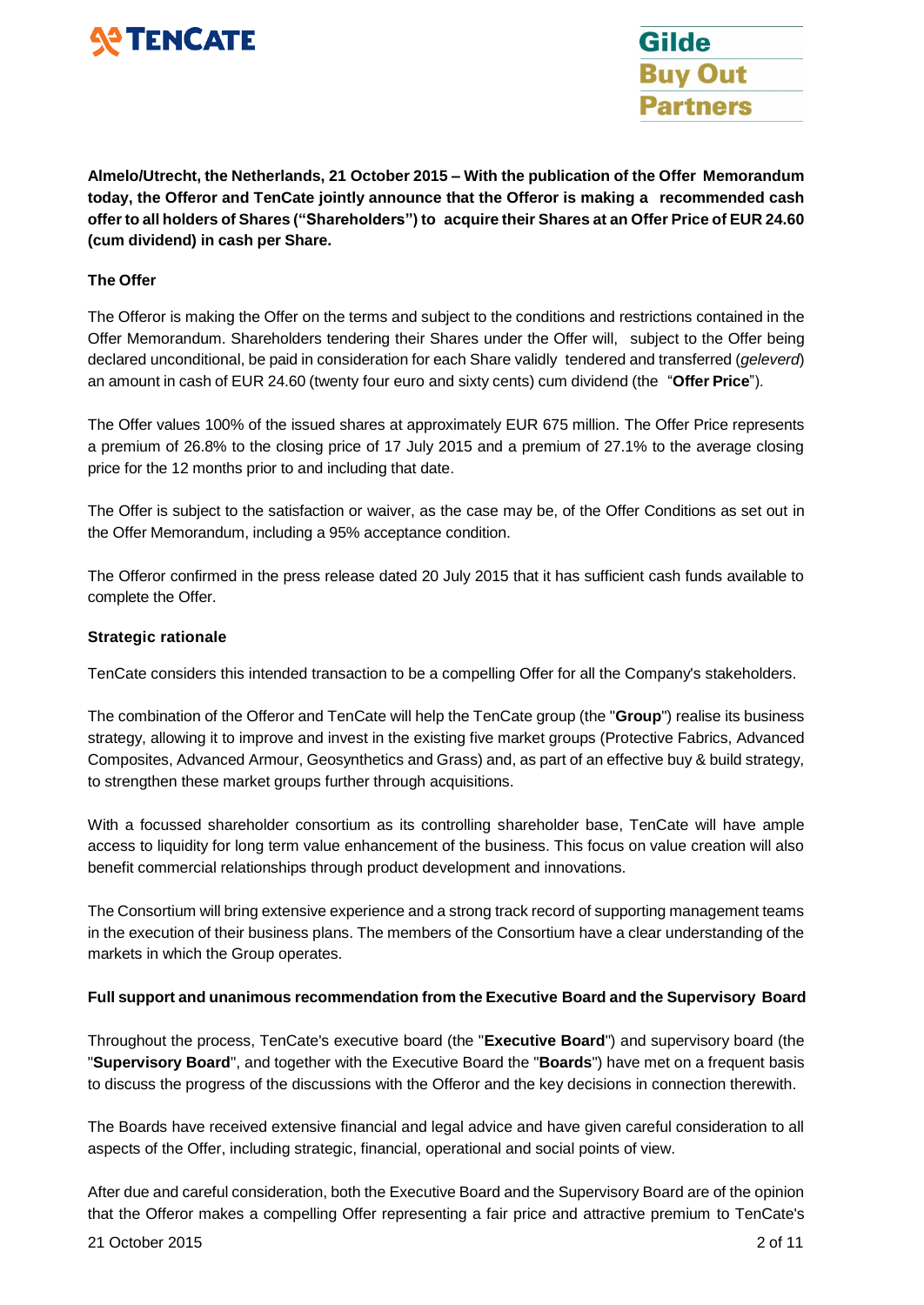**Almelo/Utrecht, the Netherlands, 21 October 2015 – With the publication of the Offer Memorandum today, the Offeror and TenCate jointly announce that the Offeror is making a recommended cash offer to all holders of Shares ("Shareholders") to acquire their Shares at an Offer Price of EUR 24.60 (cum dividend) in cash per Share.**

## The Offer

The Offeror is making the Offer on the terms and subject to the conditions and restrictions contained in the Offer Memorandum. Shareholders tendering their Shares under the Offer will, subject to the Offer being declared unconditional, be paid in consideration for each Share validly tendered and transferred (*geleverd*) an amount in cash of EUR 24.60 (twenty four euro and sixty cents) cum dividend (the "**Offer Price**").

The Offer values 100% of the issued shares at approximately EUR 675 million. The Offer Price represents a premium of 26.8% to the closing price of 17 July 2015 and a premium of 27.1% to the average closing price for the 12 months prior to and including that date.

The Offer is subject to the satisfaction or waiver, as the case may be, of the Offer Conditions as set out in the Offer Memorandum, including a 95% acceptance condition.

The Offeror confirmed in the press release dated 20 July 2015 that it has sufficient cash funds available to complete the Offer.

## Strategic rationale

TenCate considers this intended transaction to be a compelling Offer for all the Company's stakeholders.

The combination of the Offeror and TenCate will help the TenCate group (the "**Group**") realise its business strategy, allowing it to improve and invest in the existing five market groups (Protective Fabrics, Advanced Composites, Advanced Armour, Geosynthetics and Grass) and, as part of an effective buy & build strategy, to strengthen these market groups further through acquisitions.

With a focussed shareholder consortium as its controlling shareholder base, TenCate will have ample access to liquidity for long term value enhancement of the business. This focus on value creation will also benefit commercial relationships through product development and innovations.

The Consortium will bring extensive experience and a strong track record of supporting management teams in the execution of their business plans. The members of the Consortium have a clear understanding of the markets in which the Group operates.

## Full support and unanimous recommendation from the Executive Board and the Supervisory Board

Throughout the process, TenCate's executive board (the "**Executive Board**") and supervisory board (the "**Supervisory Board**", and together with the Executive Board the "**Boards**") have met on a frequent basis to discuss the progress of the discussions with the Offeror and the key decisions in connection therewith.

The Boards have received extensive financial and legal advice and have given careful consideration to all aspects of the Offer, including strategic, financial, operational and social points of view.

After due and careful consideration, both the Executive Board and the Supervisory Board are of the opinion that the Offeror makes a compelling Offer representing a fair price and attractive premium to TenCate's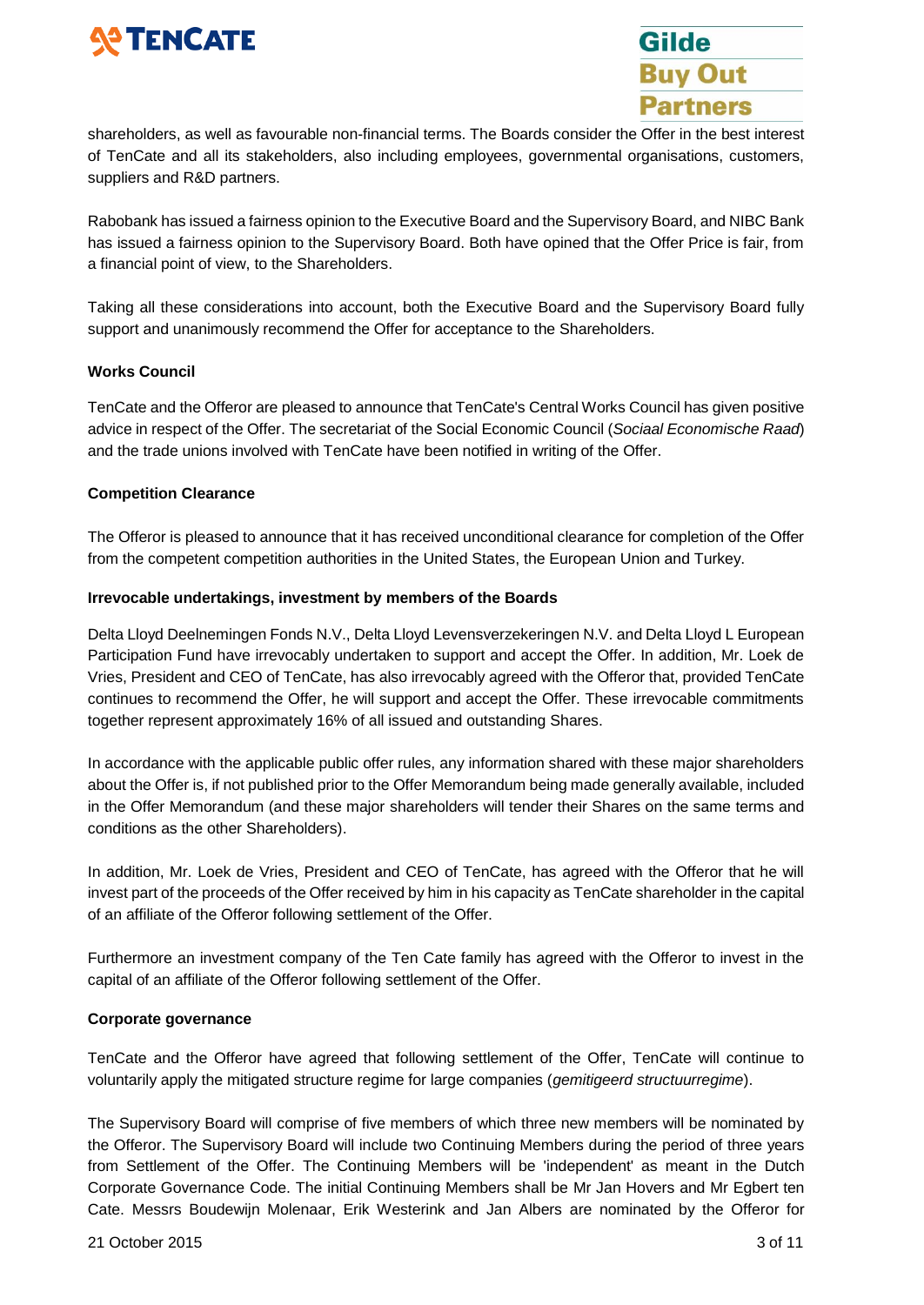shareholders, as well as favourable non-financial terms. The Boards consider the Offer in the best interest of TenCate and all its stakeholders, also including employees, governmental organisations, customers, suppliers and R&D partners.

Rabobank has issued a fairness opinion to the Executive Board and the Supervisory Board, and NIBC Bank has issued a fairness opinion to the Supervisory Board. Both have opined that the Offer Price is fair, from a financial point of view, to the Shareholders.

Taking all these considerations into account, both the Executive Board and the Supervisory Board fully support and unanimously recommend the Offer for acceptance to the Shareholders.

**Works Council**

TenCate and the Offeror are pleased to announce that TenCate's Central Works Council has given positive advice in respect of the Offer. The secretariat of the Social Economic Council (*Sociaal Economische Raad*) and the trade unions involved with TenCate have been notified in writing of the Offer.

**Competition Clearance**

The Offeror is pleased to announce that it has received unconditional clearance for completion of the Offer from the competent competition authorities in the United States, the European Union and Turkey.

**Irrevocable undertakings, investment by members of the Boards**

Delta Lloyd Deelnemingen Fonds N.V., Delta Lloyd Levensverzekeringen N.V. and Delta Lloyd L European Participation Fund have irrevocably undertaken to support and accept the Offer. In addition, Mr. Loek de Vries, President and CEO of TenCate, has also irrevocably agreed with the Offeror that, provided TenCate continues to recommend the Offer, he will support and accept the Offer. These irrevocable commitments together represent approximately 16% of all issued and outstanding Shares.

In accordance with the applicable public offer rules, any information shared with these major shareholders about the Offer is, if not published prior to the Offer Memorandum being made generally available, included in the Offer Memorandum (and these major shareholders will tender their Shares on the same terms and conditions as the other Shareholders).

In addition, Mr. Loek de Vries, President and CEO of TenCate, has agreed with the Offeror that he will invest part of the proceeds of the Offer received by him in his capacity as TenCate shareholder in the capital of an affiliate of the Offeror following settlement of the Offer.

Furthermore an investment company of the Ten Cate family has agreed with the Offeror to invest in the capital of an affiliate of the Offeror following settlement of the Offer.

**Corporate governance**

TenCate and the Offeror have agreed that following settlement of the Offer, TenCate will continue to voluntarily apply the mitigated structure regime for large companies (*gemitigeerd structuurregime*).

The Supervisory Board will comprise of five members of which three new members will be nominated by the Offeror. The Supervisory Board will include two Continuing Members during the period of three years from Settlement of the Offer. The Continuing Members will be 'independent' as meant in the Dutch Corporate Governance Code. The initial Continuing Members shall be Mr Jan Hovers and Mr Egbert ten Cate. Messrs Boudewijn Molenaar, Erik Westerink and Jan Albers are nominated by the Offeror for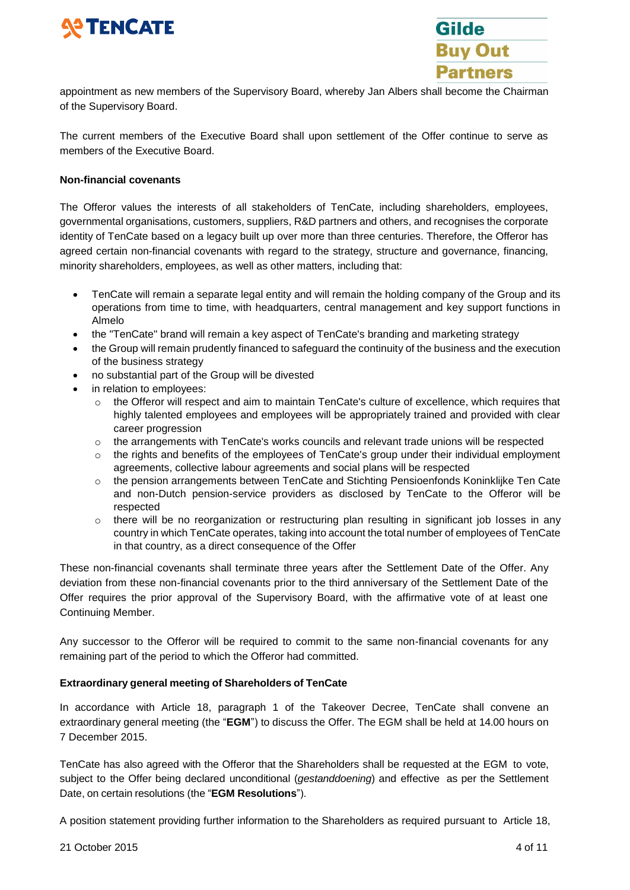appointment as new members of the Supervisory Board, whereby Jan Albers shall become the Chairman of the Supervisory Board.

The current members of the Executive Board shall upon settlement of the Offer continue to serve as members of the Executive Board.

**Non-financial covenants**

The Offeror values the interests of all stakeholders of TenCate, including shareholders, employees, governmental organisations, customers, suppliers, R&D partners and others, and recognises the corporate identity of TenCate based on a legacy built up over more than three centuries. Therefore, the Offeror has agreed certain non-financial covenants with regard to the strategy, structure and governance, financing, minority shareholders, employees, as well as other matters, including that:

- TenCate will remain a separate legal entity and will remain the holding company of the Group and its operations from time to time, with headquarters, central management and key support functions in Almelo
- the "TenCate" brand will remain a key aspect of TenCate's branding and marketing strategy
- the Group will remain prudently financed to safeguard the continuity of the business and the execution of the business strategy
- no substantial part of the Group will be divested
- in relation to employees:
    - the Offeror will respect and aim to maintain TenCate's culture of excellence, which requires that highly talented employees and employees will be appropriately trained and provided with clear career progression
    - the arrangements with TenCate's works councils and relevant trade unions will be respected
    - the rights and benefits of the employees of TenCate's group under their individual employment agreements, collective labour agreements and social plans will be respected
    - the pension arrangements between TenCate and Stichting Pensioenfonds Koninklijke Ten Cate and non-Dutch pension-service providers as disclosed by TenCate to the Offeror will be respected
    - there will be no reorganization or restructuring plan resulting in significant job losses in any country in which TenCate operates, taking into account the total number of employees of TenCate in that country, as a direct consequence of the Offer

These non-financial covenants shall terminate three years after the Settlement Date of the Offer. Any deviation from these non-financial covenants prior to the third anniversary of the Settlement Date of the Offer requires the prior approval of the Supervisory Board, with the affirmative vote of at least one Continuing Member.

Any successor to the Offeror will be required to commit to the same non-financial covenants for any remaining part of the period to which the Offeror had committed.

**Extraordinary general meeting of Shareholders of TenCate**

In accordance with Article 18, paragraph 1 of the Takeover Decree, TenCate shall convene an extraordinary general meeting (the "**EGM**") to discuss the Offer. The EGM shall be held at 14.00 hours on 7 December 2015.

TenCate has also agreed with the Offeror that the Shareholders shall be requested at the EGM to vote, subject to the Offer being declared unconditional (*gestanddoening*) and effective as per the Settlement Date, on certain resolutions (the "**EGM Resolutions**").

A position statement providing further information to the Shareholders as required pursuant to Article 18,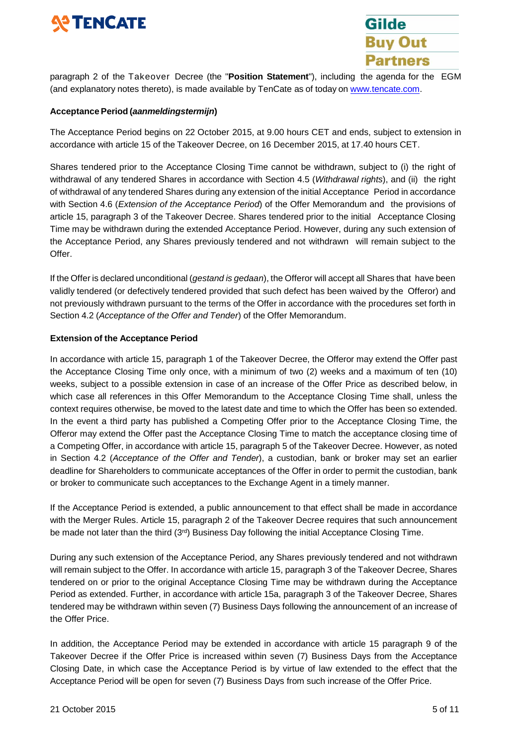paragraph 2 of the Takeover Decree (the "**Position Statement**"), including the agenda for the EGM (and explanatory notes thereto), is made available by TenCate as of today on [www.tencate.com](www.tencate.com).

**Acceptance Period (*aanmeldingstermijn*)**

The Acceptance Period begins on 22 October 2015, at 9.00 hours CET and ends, subject to extension in accordance with article 15 of the Takeover Decree, on 16 December 2015, at 17.40 hours CET.

Shares tendered prior to the Acceptance Closing Time cannot be withdrawn, subject to (i) the right of withdrawal of any tendered Shares in accordance with Section 4.5 (*Withdrawal rights*), and (ii) the right of withdrawal of any tendered Shares during any extension of the initial Acceptance Period in accordance with Section 4.6 (*Extension of the Acceptance Period*) of the Offer Memorandum and the provisions of article 15, paragraph 3 of the Takeover Decree. Shares tendered prior to the initial Acceptance Closing Time may be withdrawn during the extended Acceptance Period. However, during any such extension of the Acceptance Period, any Shares previously tendered and not withdrawn will remain subject to the Offer.

If the Offer is declared unconditional (*gestand is gedaan*), the Offeror will accept all Shares that have been validly tendered (or defectively tendered provided that such defect has been waived by the Offeror) and not previously withdrawn pursuant to the terms of the Offer in accordance with the procedures set forth in Section 4.2 (*Acceptance of the Offer and Tender*) of the Offer Memorandum.

**Extension of the Acceptance Period**

In accordance with article 15, paragraph 1 of the Takeover Decree, the Offeror may extend the Offer past the Acceptance Closing Time only once, with a minimum of two (2) weeks and a maximum of ten (10) weeks, subject to a possible extension in case of an increase of the Offer Price as described below, in which case all references in this Offer Memorandum to the Acceptance Closing Time shall, unless the context requires otherwise, be moved to the latest date and time to which the Offer has been so extended. In the event a third party has published a Competing Offer prior to the Acceptance Closing Time, the Offeror may extend the Offer past the Acceptance Closing Time to match the acceptance closing time of a Competing Offer, in accordance with article 15, paragraph 5 of the Takeover Decree. However, as noted in Section 4.2 (*Acceptance of the Offer and Tender*), a custodian, bank or broker may set an earlier deadline for Shareholders to communicate acceptances of the Offer in order to permit the custodian, bank or broker to communicate such acceptances to the Exchange Agent in a timely manner.

If the Acceptance Period is extended, a public announcement to that effect shall be made in accordance with the Merger Rules. Article 15, paragraph 2 of the Takeover Decree requires that such announcement be made not later than the third (3rd) Business Day following the initial Acceptance Closing Time.

During any such extension of the Acceptance Period, any Shares previously tendered and not withdrawn will remain subject to the Offer. In accordance with article 15, paragraph 3 of the Takeover Decree, Shares tendered on or prior to the original Acceptance Closing Time may be withdrawn during the Acceptance Period as extended. Further, in accordance with article 15a, paragraph 3 of the Takeover Decree, Shares tendered may be withdrawn within seven (7) Business Days following the announcement of an increase of the Offer Price.

In addition, the Acceptance Period may be extended in accordance with article 15 paragraph 9 of the Takeover Decree if the Offer Price is increased within seven (7) Business Days from the Acceptance Closing Date, in which case the Acceptance Period is by virtue of law extended to the effect that the Acceptance Period will be open for seven (7) Business Days from such increase of the Offer Price.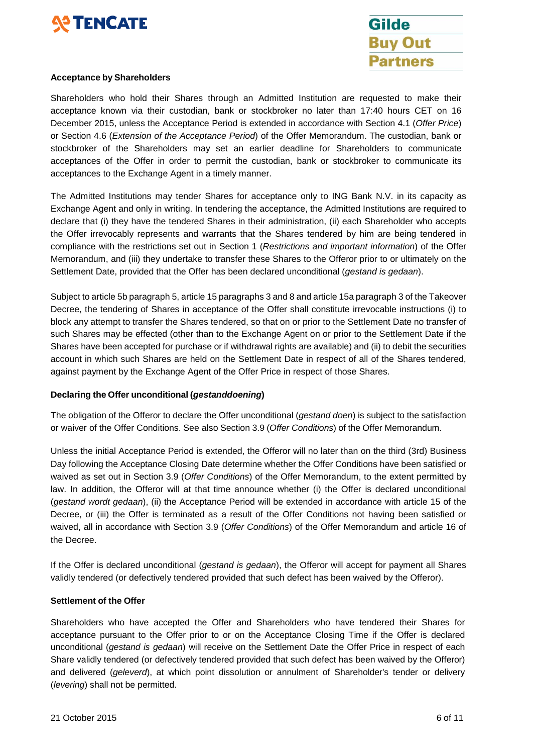**Acceptance by Shareholders**

Shareholders who hold their Shares through an Admitted Institution are requested to make their acceptance known via their custodian, bank or stockbroker no later than 17:40 hours CET on 16 December 2015, unless the Acceptance Period is extended in accordance with Section 4.1 (*Offer Price*) or Section 4.6 (*Extension of the Acceptance Period*) of the Offer Memorandum. The custodian, bank or stockbroker of the Shareholders may set an earlier deadline for Shareholders to communicate acceptances of the Offer in order to permit the custodian, bank or stockbroker to communicate its acceptances to the Exchange Agent in a timely manner.

The Admitted Institutions may tender Shares for acceptance only to ING Bank N.V. in its capacity as Exchange Agent and only in writing. In tendering the acceptance, the Admitted Institutions are required to declare that (i) they have the tendered Shares in their administration, (ii) each Shareholder who accepts the Offer irrevocably represents and warrants that the Shares tendered by him are being tendered in compliance with the restrictions set out in Section 1 (*Restrictions and important information*) of the Offer Memorandum, and (iii) they undertake to transfer these Shares to the Offeror prior to or ultimately on the Settlement Date, provided that the Offer has been declared unconditional (*gestand is gedaan*).

Subject to article 5b paragraph 5, article 15 paragraphs 3 and 8 and article 15a paragraph 3 of the Takeover Decree, the tendering of Shares in acceptance of the Offer shall constitute irrevocable instructions (i) to block any attempt to transfer the Shares tendered, so that on or prior to the Settlement Date no transfer of such Shares may be effected (other than to the Exchange Agent on or prior to the Settlement Date if the Shares have been accepted for purchase or if withdrawal rights are available) and (ii) to debit the securities account in which such Shares are held on the Settlement Date in respect of all of the Shares tendered, against payment by the Exchange Agent of the Offer Price in respect of those Shares.

**Declaring the Offer unconditional (*gestanddoening*)**

The obligation of the Offeror to declare the Offer unconditional (*gestand doen*) is subject to the satisfaction or waiver of the Offer Conditions. See also Section 3.9 (*Offer Conditions*) of the Offer Memorandum.

Unless the initial Acceptance Period is extended, the Offeror will no later than on the third (3rd) Business Day following the Acceptance Closing Date determine whether the Offer Conditions have been satisfied or waived as set out in Section 3.9 (*Offer Conditions*) of the Offer Memorandum, to the extent permitted by law. In addition, the Offeror will at that time announce whether (i) the Offer is declared unconditional (*gestand wordt gedaan*), (ii) the Acceptance Period will be extended in accordance with article 15 of the Decree, or (iii) the Offer is terminated as a result of the Offer Conditions not having been satisfied or waived, all in accordance with Section 3.9 (*Offer Conditions*) of the Offer Memorandum and article 16 of the Decree.

If the Offer is declared unconditional (*gestand is gedaan*), the Offeror will accept for payment all Shares validly tendered (or defectively tendered provided that such defect has been waived by the Offeror).

**Settlement of the Offer**

Shareholders who have accepted the Offer and Shareholders who have tendered their Shares for acceptance pursuant to the Offer prior to or on the Acceptance Closing Time if the Offer is declared unconditional (*gestand is gedaan*) will receive on the Settlement Date the Offer Price in respect of each Share validly tendered (or defectively tendered provided that such defect has been waived by the Offeror) and delivered (*geleverd*), at which point dissolution or annulment of Shareholder's tender or delivery (*levering*) shall not be permitted.

21 October 2015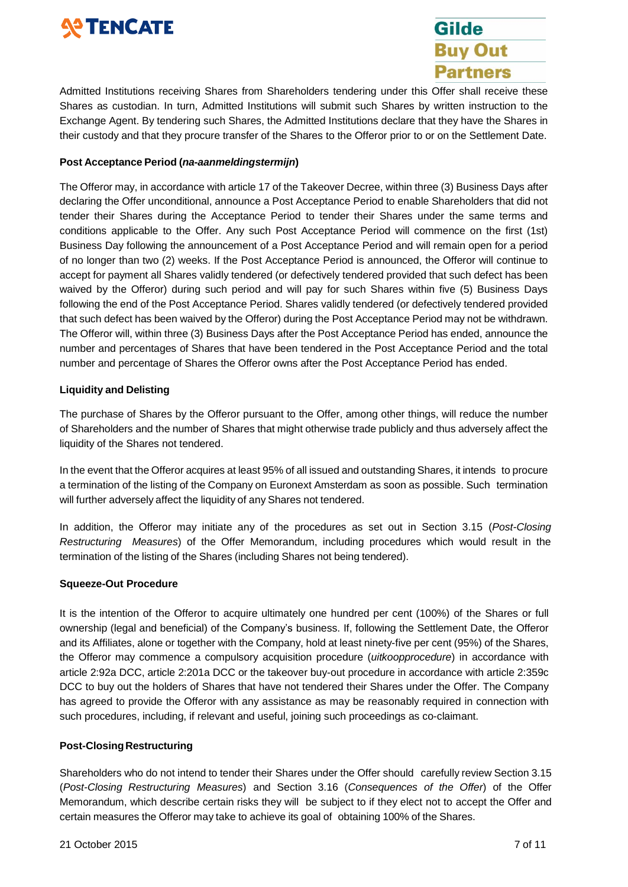Admitted Institutions receiving Shares from Shareholders tendering under this Offer shall receive these Shares as custodian. In turn, Admitted Institutions will submit such Shares by written instruction to the Exchange Agent. By tendering such Shares, the Admitted Institutions declare that they have the Shares in their custody and that they procure transfer of the Shares to the Offeror prior to or on the Settlement Date.

**Post Acceptance Period (*na-aanmeldingstermijn*)**

The Offeror may, in accordance with article 17 of the Takeover Decree, within three (3) Business Days after declaring the Offer unconditional, announce a Post Acceptance Period to enable Shareholders that did not tender their Shares during the Acceptance Period to tender their Shares under the same terms and conditions applicable to the Offer. Any such Post Acceptance Period will commence on the first (1st) Business Day following the announcement of a Post Acceptance Period and will remain open for a period of no longer than two (2) weeks. If the Post Acceptance Period is announced, the Offeror will continue to accept for payment all Shares validly tendered (or defectively tendered provided that such defect has been waived by the Offeror) during such period and will pay for such Shares within five (5) Business Days following the end of the Post Acceptance Period. Shares validly tendered (or defectively tendered provided that such defect has been waived by the Offeror) during the Post Acceptance Period may not be withdrawn. The Offeror will, within three (3) Business Days after the Post Acceptance Period has ended, announce the number and percentages of Shares that have been tendered in the Post Acceptance Period and the total number and percentage of Shares the Offeror owns after the Post Acceptance Period has ended.

**Liquidity and Delisting**

The purchase of Shares by the Offeror pursuant to the Offer, among other things, will reduce the number of Shareholders and the number of Shares that might otherwise trade publicly and thus adversely affect the liquidity of the Shares not tendered.

In the event that the Offeror acquires at least 95% of all issued and outstanding Shares, it intends to procure a termination of the listing of the Company on Euronext Amsterdam as soon as possible. Such termination will further adversely affect the liquidity of any Shares not tendered.

In addition, the Offeror may initiate any of the procedures as set out in Section 3.15 (*Post-Closing Restructuring Measures*) of the Offer Memorandum, including procedures which would result in the termination of the listing of the Shares (including Shares not being tendered).

**Squeeze-Out Procedure**

It is the intention of the Offeror to acquire ultimately one hundred per cent (100%) of the Shares or full ownership (legal and beneficial) of the Company's business. If, following the Settlement Date, the Offeror and its Affiliates, alone or together with the Company, hold at least ninety-five per cent (95%) of the Shares, the Offeror may commence a compulsory acquisition procedure (*uitkoopprocedure*) in accordance with article 2:92a DCC, article 2:201a DCC or the takeover buy-out procedure in accordance with article 2:359c DCC to buy out the holders of Shares that have not tendered their Shares under the Offer. The Company has agreed to provide the Offeror with any assistance as may be reasonably required in connection with such procedures, including, if relevant and useful, joining such proceedings as co-claimant.

**Post-Closing Restructuring**

Shareholders who do not intend to tender their Shares under the Offer should carefully review Section 3.15 (*Post-Closing Restructuring Measures*) and Section 3.16 (*Consequences of the Offer*) of the Offer Memorandum, which describe certain risks they will be subject to if they elect not to accept the Offer and certain measures the Offeror may take to achieve its goal of obtaining 100% of the Shares.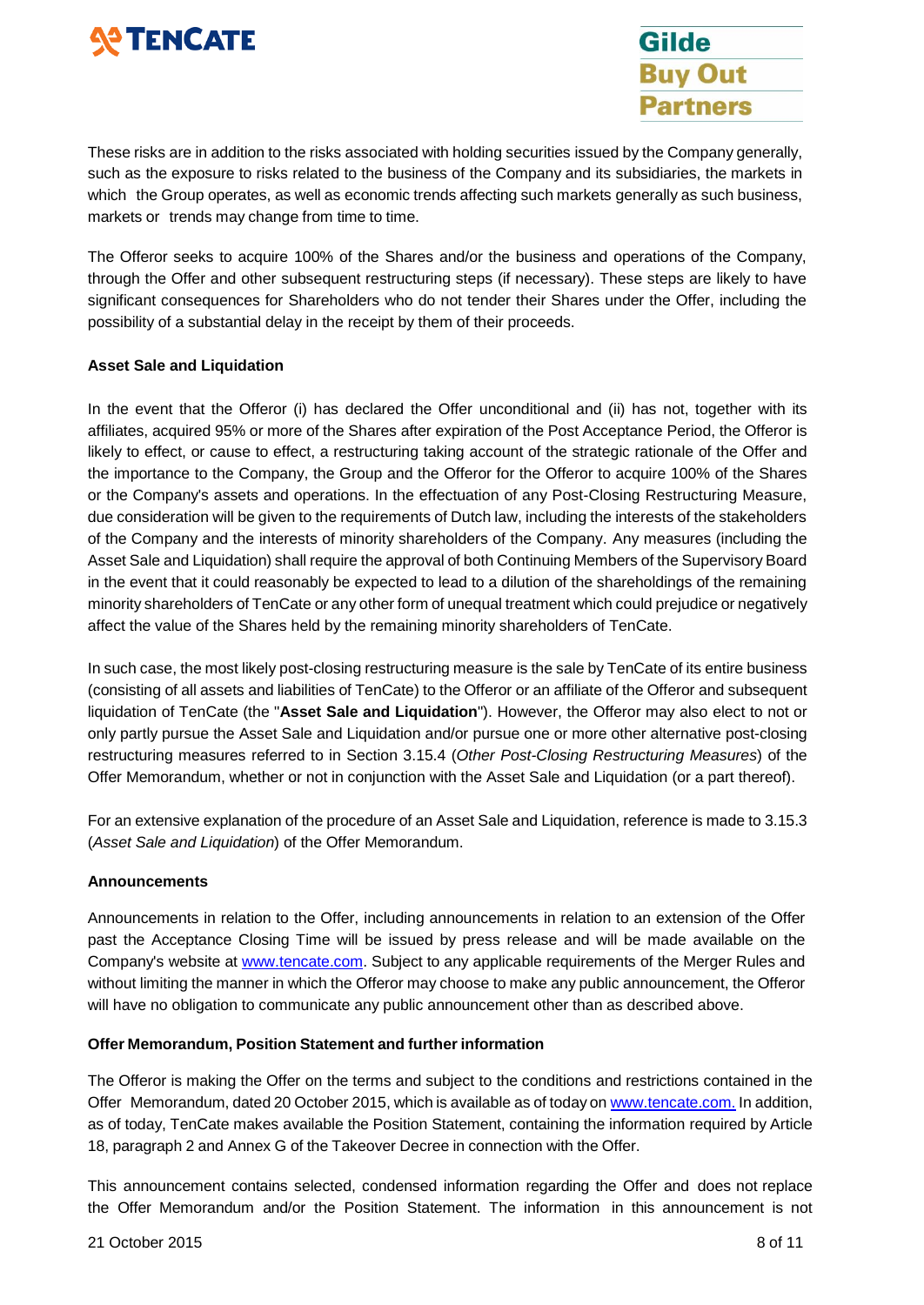These risks are in addition to the risks associated with holding securities issued by the Company generally, such as the exposure to risks related to the business of the Company and its subsidiaries, the markets in which the Group operates, as well as economic trends affecting such markets generally as such business, markets or trends may change from time to time.

The Offeror seeks to acquire 100% of the Shares and/or the business and operations of the Company, through the Offer and other subsequent restructuring steps (if necessary). These steps are likely to have significant consequences for Shareholders who do not tender their Shares under the Offer, including the possibility of a substantial delay in the receipt by them of their proceeds.

**Asset Sale and Liquidation**

In the event that the Offeror (i) has declared the Offer unconditional and (ii) has not, together with its affiliates, acquired 95% or more of the Shares after expiration of the Post Acceptance Period, the Offeror is likely to effect, or cause to effect, a restructuring taking account of the strategic rationale of the Offer and the importance to the Company, the Group and the Offeror for the Offeror to acquire 100% of the Shares or the Company's assets and operations. In the effectuation of any Post-Closing Restructuring Measure, due consideration will be given to the requirements of Dutch law, including the interests of the stakeholders of the Company and the interests of minority shareholders of the Company. Any measures (including the Asset Sale and Liquidation) shall require the approval of both Continuing Members of the Supervisory Board in the event that it could reasonably be expected to lead to a dilution of the shareholdings of the remaining minority shareholders of TenCate or any other form of unequal treatment which could prejudice or negatively affect the value of the Shares held by the remaining minority shareholders of TenCate.

In such case, the most likely post-closing restructuring measure is the sale by TenCate of its entire business (consisting of all assets and liabilities of TenCate) to the Offeror or an affiliate of the Offeror and subsequent liquidation of TenCate (the "**Asset Sale and Liquidation**"). However, the Offeror may also elect to not or only partly pursue the Asset Sale and Liquidation and/or pursue one or more other alternative post-closing restructuring measures referred to in Section 3.15.4 (*Other Post-Closing Restructuring Measures*) of the Offer Memorandum, whether or not in conjunction with the Asset Sale and Liquidation (or a part thereof).

For an extensive explanation of the procedure of an Asset Sale and Liquidation, reference is made to 3.15.3 (*Asset Sale and Liquidation*) of the Offer Memorandum.

**Announcements**

Announcements in relation to the Offer, including announcements in relation to an extension of the Offer past the Acceptance Closing Time will be issued by press release and will be made available on the Company's website at www.tencate.com. Subject to any applicable requirements of the Merger Rules and without limiting the manner in which the Offeror may choose to make any public announcement, the Offeror will have no obligation to communicate any public announcement other than as described above.

**Offer Memorandum, Position Statement and further information**

The Offeror is making the Offer on the terms and subject to the conditions and restrictions contained in the Offer Memorandum, dated 20 October 2015, which is available as of today on www.tencate.com. In addition, as of today, TenCate makes available the Position Statement, containing the information required by Article 18, paragraph 2 and Annex G of the Takeover Decree in connection with the Offer.

This announcement contains selected, condensed information regarding the Offer and does not replace the Offer Memorandum and/or the Position Statement. The information in this announcement is not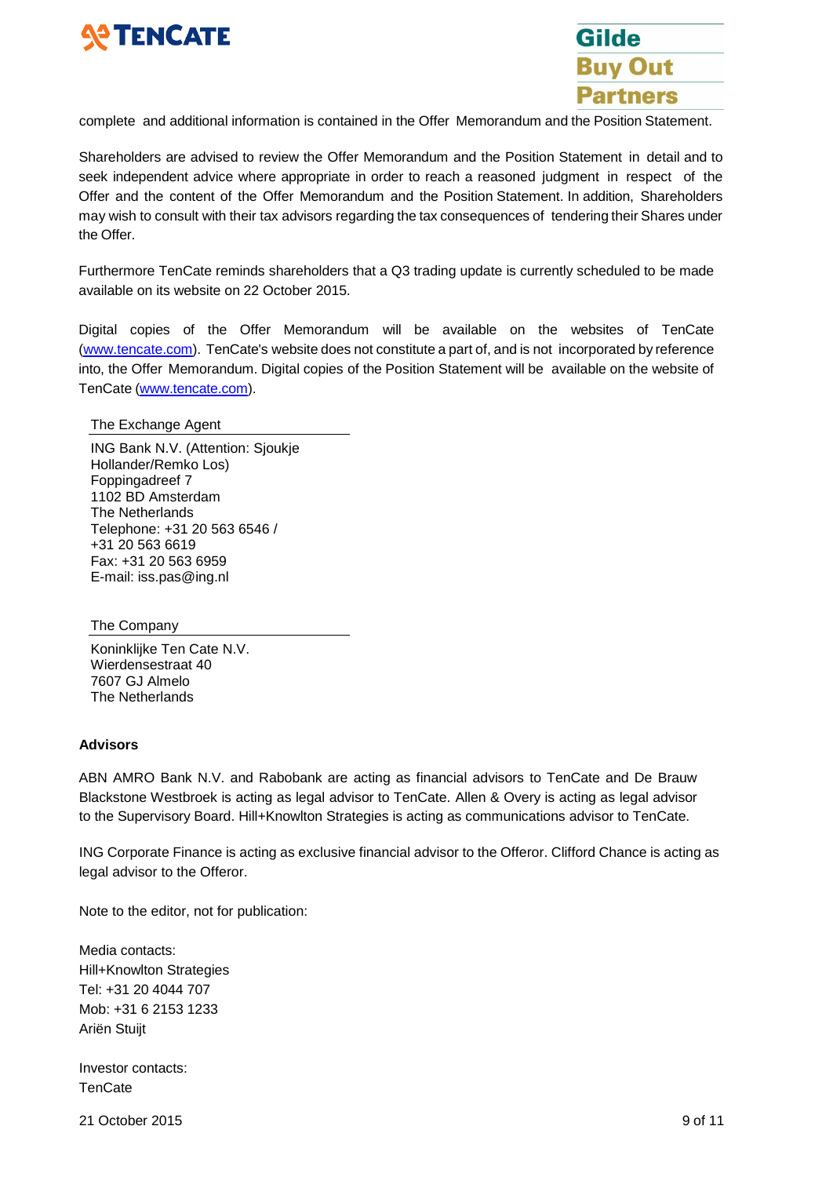complete and additional information is contained in the Offer Memorandum and the Position Statement.

Shareholders are advised to review the Offer Memorandum and the Position Statement in detail and to seek independent advice where appropriate in order to reach a reasoned judgment in respect of the Offer and the content of the Offer Memorandum and the Position Statement. In addition, Shareholders may wish to consult with their tax advisors regarding the tax consequences of tendering their Shares under the Offer.

Furthermore TenCate reminds shareholders that a Q3 trading update is currently scheduled to be made available on its website on 22 October 2015.

Digital copies of the Offer Memorandum will be available on the websites of TenCate (www.tencate.com). TenCate's website does not constitute a part of, and is not incorporated by reference into, the Offer Memorandum. Digital copies of the Position Statement will be available on the website of TenCate (www.tencate.com).

The Exchange Agent

ING Bank N.V. (Attention: Sjoukje Hollander/Remko Los)
Foppingadreef 7
1102 BD Amsterdam
The Netherlands
Telephone: +31 20 563 6546 / +31 20 563 6619
Fax: +31 20 563 6959
E-mail: iss.pas@ing.nl

The Company

Koninklijke Ten Cate N.V.
Wierdensestraat 40
7607 GJ Almelo
The Netherlands

**Advisors**

ABN AMRO Bank N.V. and Rabobank are acting as financial advisors to TenCate and De Brauw Blackstone Westbroek is acting as legal advisor to TenCate. Allen & Overy is acting as legal advisor to the Supervisory Board. Hill+Knowlton Strategies is acting as communications advisor to TenCate.

ING Corporate Finance is acting as exclusive financial advisor to the Offeror. Clifford Chance is acting as legal advisor to the Offeror.

Note to the editor, not for publication:

Media contacts:
Hill+Knowlton Strategies
Tel: +31 20 4044 707
Mob: +31 6 2153 1233
Ariën Stuijt

Investor contacts:
TenCate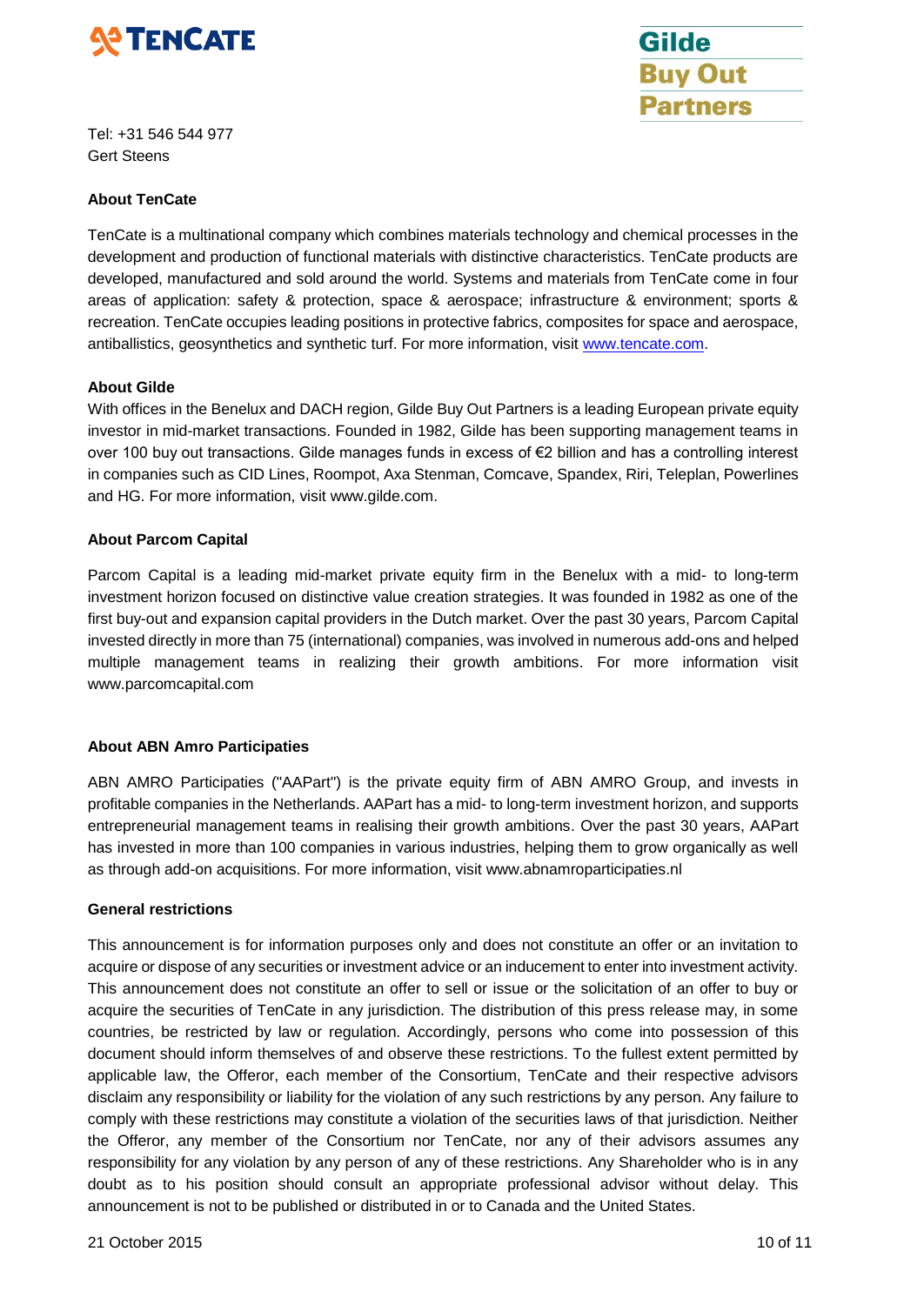Tel: +31 546 544 977
Gert Steens

**About TenCate**

TenCate is a multinational company which combines materials technology and chemical processes in the development and production of functional materials with distinctive characteristics. TenCate products are developed, manufactured and sold around the world. Systems and materials from TenCate come in four areas of application: safety & protection, space & aerospace; infrastructure & environment; sports & recreation. TenCate occupies leading positions in protective fabrics, composites for space and aerospace, antiballistics, geosynthetics and synthetic turf. For more information, visit www.tencate.com.

**About Gilde**

With offices in the Benelux and DACH region, Gilde Buy Out Partners is a leading European private equity investor in mid-market transactions. Founded in 1982, Gilde has been supporting management teams in over 100 buy out transactions. Gilde manages funds in excess of €2 billion and has a controlling interest in companies such as CID Lines, Roompot, Axa Stenman, Comcave, Spandex, Riri, Teleplan, Powerlines and HG. For more information, visit www.gilde.com.

**About Parcom Capital**

Parcom Capital is a leading mid-market private equity firm in the Benelux with a mid- to long-term investment horizon focused on distinctive value creation strategies. It was founded in 1982 as one of the first buy-out and expansion capital providers in the Dutch market. Over the past 30 years, Parcom Capital invested directly in more than 75 (international) companies, was involved in numerous add-ons and helped multiple management teams in realizing their growth ambitions. For more information visit www.parcomcapital.com

**About ABN Amro Participaties**

ABN AMRO Participaties ("AAPart") is the private equity firm of ABN AMRO Group, and invests in profitable companies in the Netherlands. AAPart has a mid- to long-term investment horizon, and supports entrepreneurial management teams in realising their growth ambitions. Over the past 30 years, AAPart has invested in more than 100 companies in various industries, helping them to grow organically as well as through add-on acquisitions. For more information, visit www.abnamroparticipaties.nl

**General restrictions**

This announcement is for information purposes only and does not constitute an offer or an invitation to acquire or dispose of any securities or investment advice or an inducement to enter into investment activity. This announcement does not constitute an offer to sell or issue or the solicitation of an offer to buy or acquire the securities of TenCate in any jurisdiction. The distribution of this press release may, in some countries, be restricted by law or regulation. Accordingly, persons who come into possession of this document should inform themselves of and observe these restrictions. To the fullest extent permitted by applicable law, the Offeror, each member of the Consortium, TenCate and their respective advisors disclaim any responsibility or liability for the violation of any such restrictions by any person. Any failure to comply with these restrictions may constitute a violation of the securities laws of that jurisdiction. Neither the Offeror, any member of the Consortium nor TenCate, nor any of their advisors assumes any responsibility for any violation by any person of any of these restrictions. Any Shareholder who is in any doubt as to his position should consult an appropriate professional advisor without delay. This announcement is not to be published or distributed in or to Canada and the United States.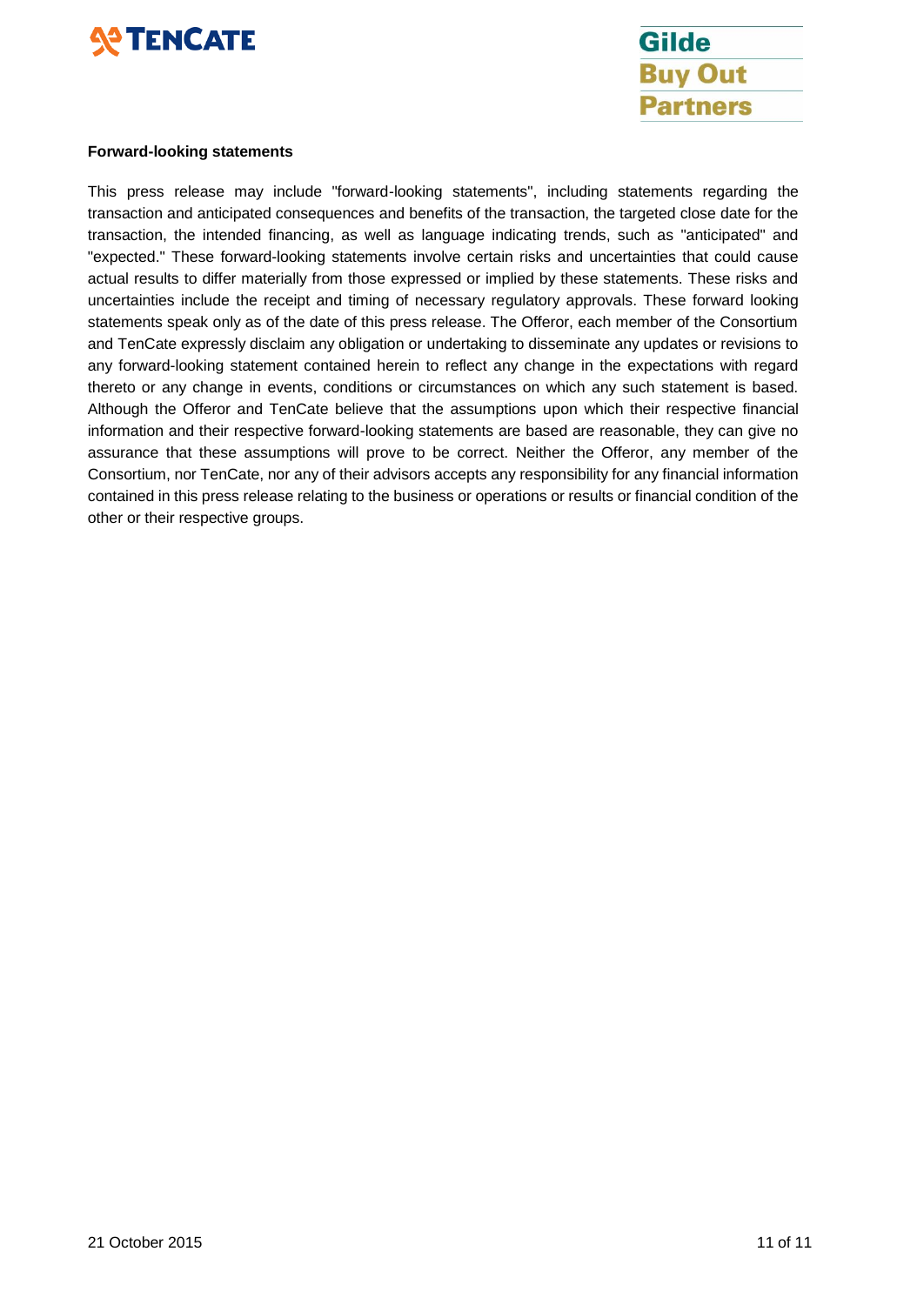**Forward-looking statements**

This press release may include "forward-looking statements", including statements regarding the transaction and anticipated consequences and benefits of the transaction, the targeted close date for the transaction, the intended financing, as well as language indicating trends, such as "anticipated" and "expected." These forward-looking statements involve certain risks and uncertainties that could cause actual results to differ materially from those expressed or implied by these statements. These risks and uncertainties include the receipt and timing of necessary regulatory approvals. These forward looking statements speak only as of the date of this press release. The Offeror, each member of the Consortium and TenCate expressly disclaim any obligation or undertaking to disseminate any updates or revisions to any forward-looking statement contained herein to reflect any change in the expectations with regard thereto or any change in events, conditions or circumstances on which any such statement is based. Although the Offeror and TenCate believe that the assumptions upon which their respective financial information and their respective forward-looking statements are based are reasonable, they can give no assurance that these assumptions will prove to be correct. Neither the Offeror, any member of the Consortium, nor TenCate, nor any of their advisors accepts any responsibility for any financial information contained in this press release relating to the business or operations or results or financial condition of the other or their respective groups.